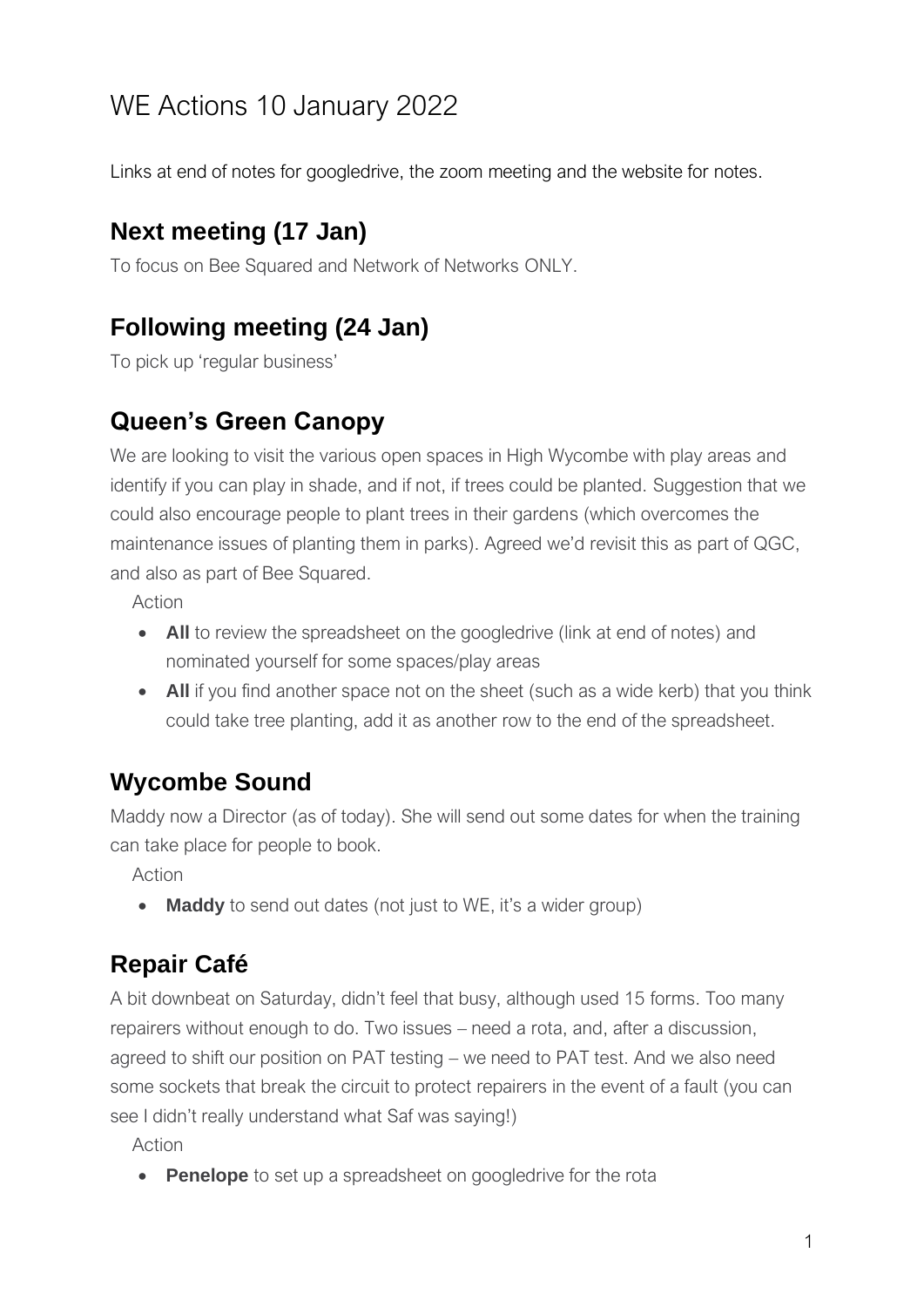# WE Actions 10 January 2022

Links at end of notes for googledrive, the zoom meeting and the website for notes.

## Next meeting (17 Jan)

To focus on Bee Squared and Network of Networks ONLY.

## Following meeting (24 Jan)

To pick up 'regular business'

## Queen's Green Canopy

We are looking to visit the various open spaces in High Wycombe with play areas and identify if you can play in shade, and if not, if trees could be planted. Suggestion that we could also encourage people to plant trees in their gardens (which overcomes the maintenance issues of planting them in parks). Agreed we'd revisit this as part of QGC, and also as part of Bee Squared.

Action

- **All** to review the spreadsheet on the googledrive (link at end of notes) and nominated yourself for some spaces/play areas
- **All** if you find another space not on the sheet (such as a wide kerb) that you think could take tree planting, add it as another row to the end of the spreadsheet.

## Wycombe Sound

Maddy now a Director (as of today). She will send out some dates for when the training can take place for people to book.

Action

- **Maddy** to send out dates (not just to WE, it's a wider group)

## Repair Café

A bit downbeat on Saturday, didn't feel that busy, although used 15 forms. Too many repairers without enough to do. Two issues – need a rota, and, after a discussion, agreed to shift our position on PAT testing – we need to PAT test. And we also need some sockets that break the circuit to protect repairers in the event of a fault (you can see I didn't really understand what Saf was saying!)

Action

- **Penelope** to set up a spreadsheet on googledrive for the rota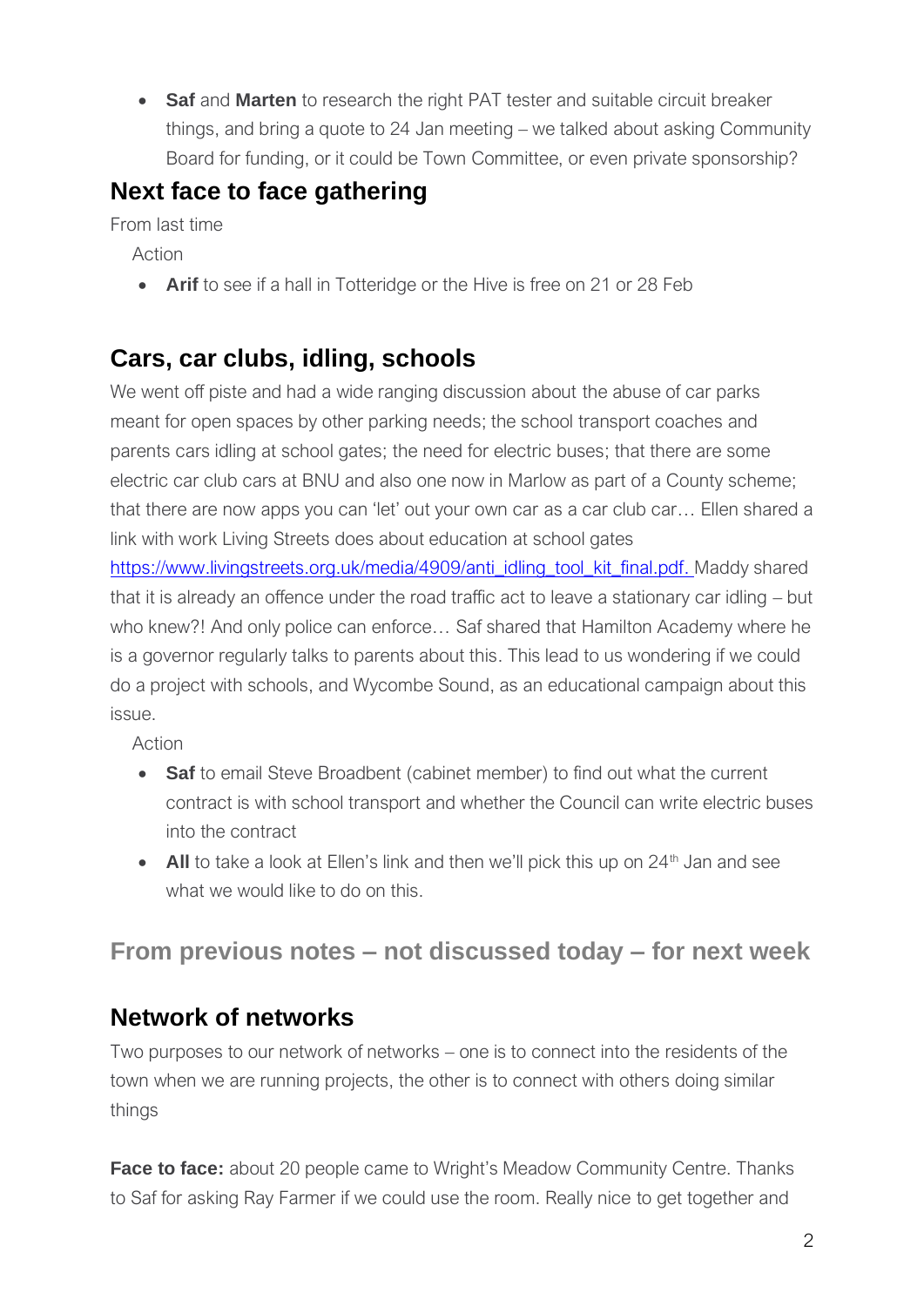- **Saf** and **Marten** to research the right PAT tester and suitable circuit breaker things, and bring a quote to 24 Jan meeting – we talked about asking Community Board for funding, or it could be Town Committee, or even private sponsorship?

## Next face to face gathering

From last time

Action

- **Arif** to see if a hall in Totteridge or the Hive is free on 21 or 28 Feb

## Cars, car clubs, idling, schools

We went off piste and had a wide ranging discussion about the abuse of car parks meant for open spaces by other parking needs; the school transport coaches and parents cars idling at school gates; the need for electric buses; that there are some electric car club cars at BNU and also one now in Marlow as part of a County scheme; that there are now apps you can 'let' out your own car as a car club car… Ellen shared a link with work Living Streets does about education at school gates https://www.livingstreets.org.uk/media/4909/anti_idling_tool_kit_final.pdf. Maddy shared that it is already an offence under the road traffic act to leave a stationary car idling – but who knew?! And only police can enforce… Saf shared that Hamilton Academy where he is a governor regularly talks to parents about this. This lead to us wondering if we could do a project with schools, and Wycombe Sound, as an educational campaign about this issue.

Action

- **Saf** to email Steve Broadbent (cabinet member) to find out what the current contract is with school transport and whether the Council can write electric buses into the contract
- **All** to take a look at Ellen's link and then we'll pick this up on 24th Jan and see what we would like to do on this.

## From previous notes – not discussed today – for next week

## Network of networks

Two purposes to our network of networks – one is to connect into the residents of the town when we are running projects, the other is to connect with others doing similar things

**Face to face:** about 20 people came to Wright's Meadow Community Centre. Thanks to Saf for asking Ray Farmer if we could use the room. Really nice to get together and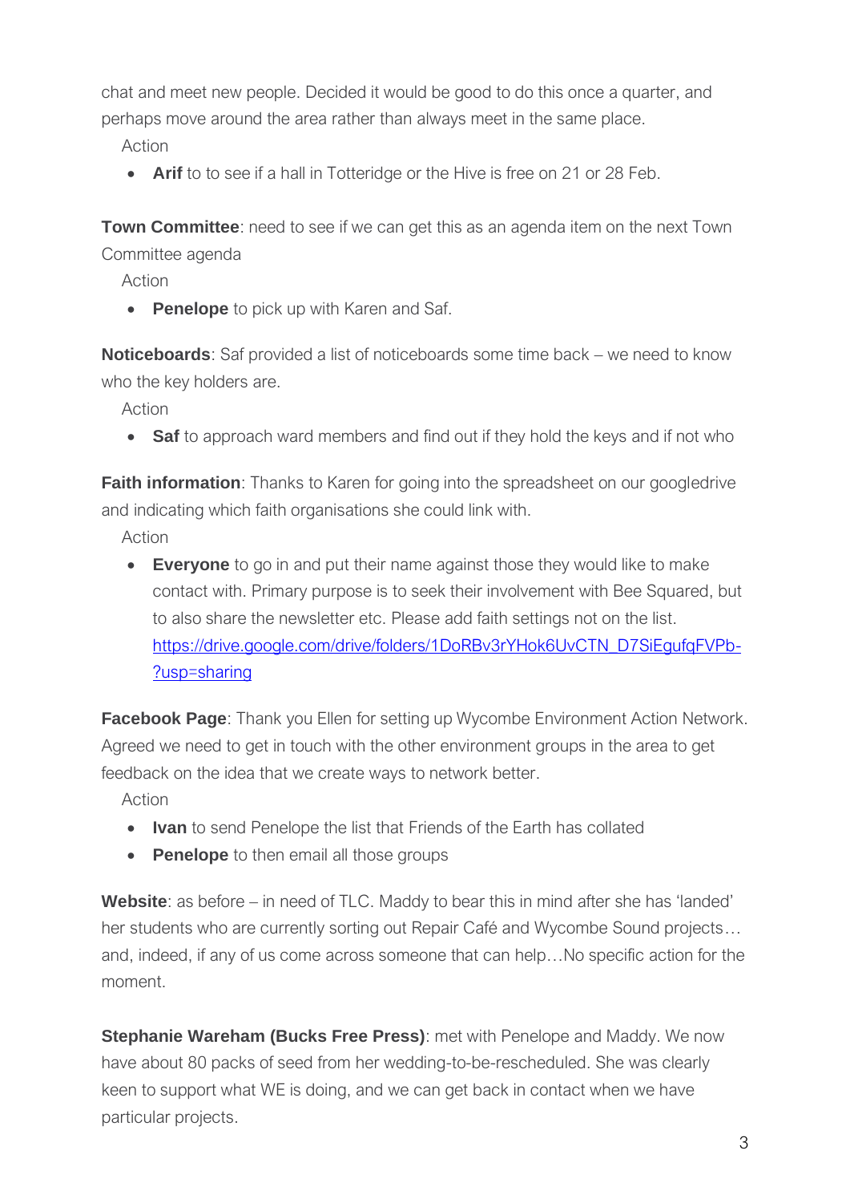chat and meet new people. Decided it would be good to do this once a quarter, and perhaps move around the area rather than always meet in the same place.

Action

- **Arif** to to see if a hall in Totteridge or the Hive is free on 21 or 28 Feb.

**Town Committee**: need to see if we can get this as an agenda item on the next Town Committee agenda

Action

- **Penelope** to pick up with Karen and Saf.

**Noticeboards**: Saf provided a list of noticeboards some time back – we need to know who the key holders are.

Action

- **Saf** to approach ward members and find out if they hold the keys and if not who

**Faith information**: Thanks to Karen for going into the spreadsheet on our googledrive and indicating which faith organisations she could link with.

Action

- **Everyone** to go in and put their name against those they would like to make contact with. Primary purpose is to seek their involvement with Bee Squared, but to also share the newsletter etc. Please add faith settings not on the list. https://drive.google.com/drive/folders/1DoRBv3rYHok6UvCTN_D7SiEgufqFVPb-?usp=sharing

**Facebook Page**: Thank you Ellen for setting up Wycombe Environment Action Network. Agreed we need to get in touch with the other environment groups in the area to get feedback on the idea that we create ways to network better.

Action

- **Ivan** to send Penelope the list that Friends of the Earth has collated
- **Penelope** to then email all those groups

**Website**: as before – in need of TLC. Maddy to bear this in mind after she has 'landed' her students who are currently sorting out Repair Café and Wycombe Sound projects… and, indeed, if any of us come across someone that can help…No specific action for the moment.

**Stephanie Wareham (Bucks Free Press)**: met with Penelope and Maddy. We now have about 80 packs of seed from her wedding-to-be-rescheduled. She was clearly keen to support what WE is doing, and we can get back in contact when we have particular projects.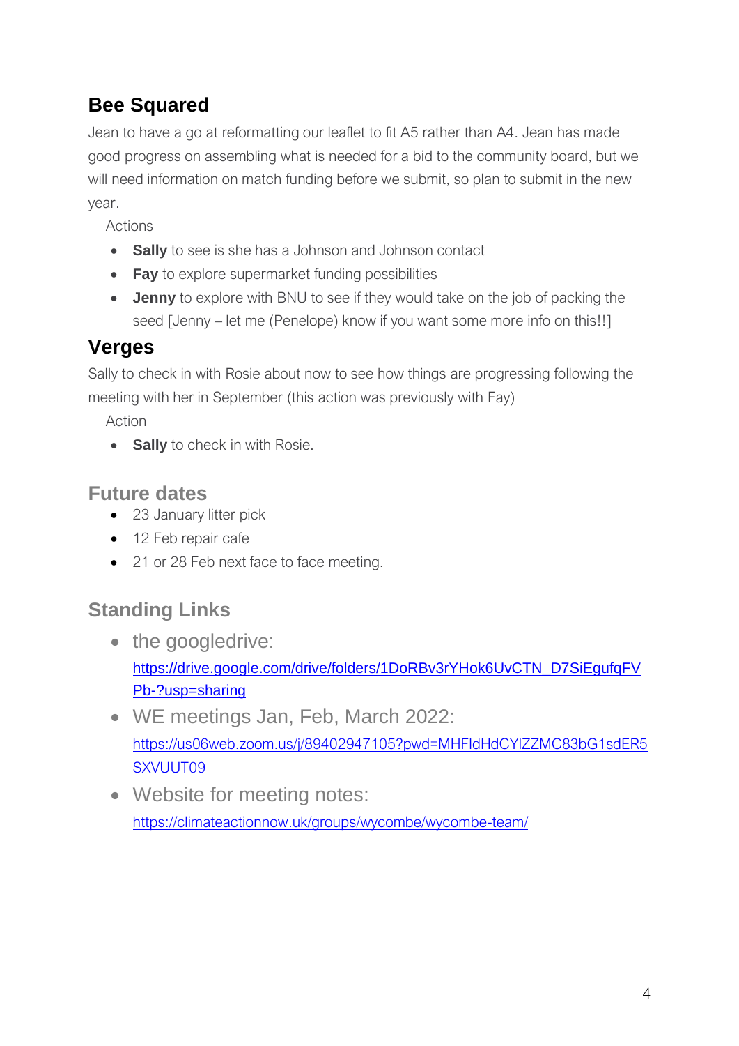## Bee Squared

Jean to have a go at reformatting our leaflet to fit A5 rather than A4. Jean has made good progress on assembling what is needed for a bid to the community board, but we will need information on match funding before we submit, so plan to submit in the new year.

Actions

- **Sally** to see is she has a Johnson and Johnson contact
- **Fay** to explore supermarket funding possibilities
- **Jenny** to explore with BNU to see if they would take on the job of packing the seed [Jenny – let me (Penelope) know if you want some more info on this!!]

## Verges

Sally to check in with Rosie about now to see how things are progressing following the meeting with her in September (this action was previously with Fay)

Action

- **Sally** to check in with Rosie.

## Future dates

- 23 January litter pick
- 12 Feb repair cafe
- 21 or 28 Feb next face to face meeting.

## Standing Links

- the googledrive: https://drive.google.com/drive/folders/1DoRBv3rYHok6UvCTN_D7SiEgufqFVPb-?usp=sharing
- WE meetings Jan, Feb, March 2022: https://us06web.zoom.us/j/89402947105?pwd=MHFIdHdCYlZZMC83bG1sdER5SXVUUT09
- Website for meeting notes: https://climateactionnow.uk/groups/wycombe/wycombe-team/